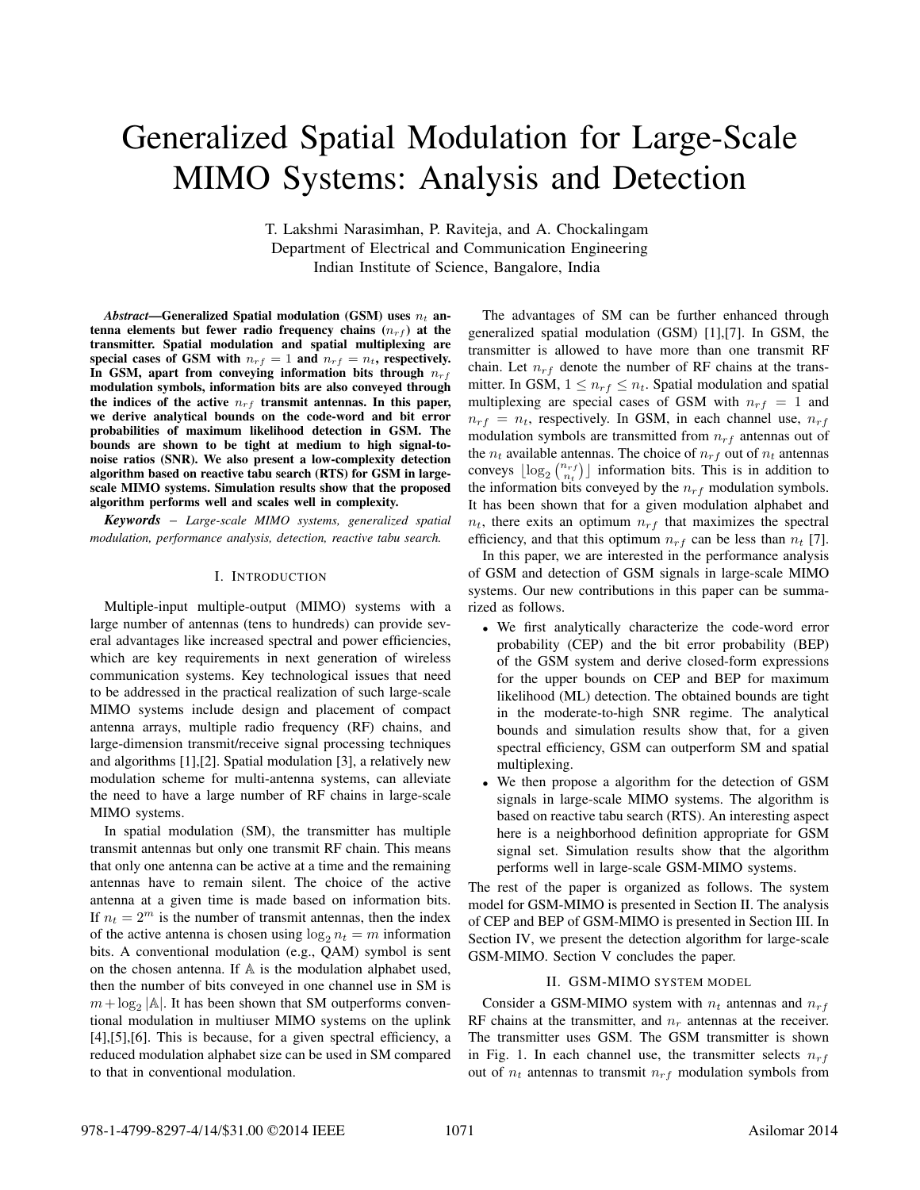# Generalized Spatial Modulation for Large-Scale MIMO Systems: Analysis and Detection

T. Lakshmi Narasimhan, P. Raviteja, and A. Chockalingam
Department of Electrical and Communication Engineering
Indian Institute of Science, Bangalore, India

***Abstract*—Generalized Spatial modulation (GSM) uses $n_t$ antenna elements but fewer radio frequency chains ($n_{rf}$) at the transmitter. Spatial modulation and spatial multiplexing are special cases of GSM with $n_{rf} = 1$ and $n_{rf} = n_t$, respectively. In GSM, apart from conveying information bits through $n_{rf}$ modulation symbols, information bits are also conveyed through the indices of the active $n_{rf}$ transmit antennas. In this paper, we derive analytical bounds on the code-word and bit error probabilities of maximum likelihood detection in GSM. The bounds are shown to be tight at medium to high signal-to-noise ratios (SNR). We also present a low-complexity detection algorithm based on reactive tabu search (RTS) for GSM in large-scale MIMO systems. Simulation results show that the proposed algorithm performs well and scales well in complexity.**

***Keywords*** – *Large-scale MIMO systems, generalized spatial modulation, performance analysis, detection, reactive tabu search.*

## I. Introduction

Multiple-input multiple-output (MIMO) systems with a large number of antennas (tens to hundreds) can provide several advantages like increased spectral and power efficiencies, which are key requirements in next generation of wireless communication systems. Key technological issues that need to be addressed in the practical realization of such large-scale MIMO systems include design and placement of compact antenna arrays, multiple radio frequency (RF) chains, and large-dimension transmit/receive signal processing techniques and algorithms [1],[2]. Spatial modulation [3], a relatively new modulation scheme for multi-antenna systems, can alleviate the need to have a large number of RF chains in large-scale MIMO systems.

In spatial modulation (SM), the transmitter has multiple transmit antennas but only one transmit RF chain. This means that only one antenna can be active at a time and the remaining antennas have to remain silent. The choice of the active antenna at a given time is made based on information bits. If $n_t = 2^m$ is the number of transmit antennas, then the index of the active antenna is chosen using $\log_2 n_t = m$ information bits. A conventional modulation (e.g., QAM) symbol is sent on the chosen antenna. If $\mathbb{A}$ is the modulation alphabet used, then the number of bits conveyed in one channel use in SM is $m + \log_2 |\mathbb{A}|$. It has been shown that SM outperforms conventional modulation in multiuser MIMO systems on the uplink [4],[5],[6]. This is because, for a given spectral efficiency, a reduced modulation alphabet size can be used in SM compared to that in conventional modulation.

The advantages of SM can be further enhanced through generalized spatial modulation (GSM) [1],[7]. In GSM, the transmitter is allowed to have more than one transmit RF chain. Let $n_{rf}$ denote the number of RF chains at the transmitter. In GSM, $1 \leq n_{rf} \leq n_t$. Spatial modulation and spatial multiplexing are special cases of GSM with $n_{rf} = 1$ and $n_{rf} = n_t$, respectively. In GSM, in each channel use, $n_{rf}$ modulation symbols are transmitted from $n_{rf}$ antennas out of the $n_t$ available antennas. The choice of $n_{rf}$ out of $n_t$ antennas conveys $\lfloor \log_2 \binom{n_{rf}}{n_t} \rfloor$ information bits. This is in addition to the information bits conveyed by the $n_{rf}$ modulation symbols. It has been shown that for a given modulation alphabet and $n_t$, there exits an optimum $n_{rf}$ that maximizes the spectral efficiency, and that this optimum $n_{rf}$ can be less than $n_t$ [7].

In this paper, we are interested in the performance analysis of GSM and detection of GSM signals in large-scale MIMO systems. Our new contributions in this paper can be summarized as follows.

- We first analytically characterize the code-word error probability (CEP) and the bit error probability (BEP) of the GSM system and derive closed-form expressions for the upper bounds on CEP and BEP for maximum likelihood (ML) detection. The obtained bounds are tight in the moderate-to-high SNR regime. The analytical bounds and simulation results show that, for a given spectral efficiency, GSM can outperform SM and spatial multiplexing.
- We then propose a algorithm for the detection of GSM signals in large-scale MIMO systems. The algorithm is based on reactive tabu search (RTS). An interesting aspect here is a neighborhood definition appropriate for GSM signal set. Simulation results show that the algorithm performs well in large-scale GSM-MIMO systems.

The rest of the paper is organized as follows. The system model for GSM-MIMO is presented in Section II. The analysis of CEP and BEP of GSM-MIMO is presented in Section III. In Section IV, we present the detection algorithm for large-scale GSM-MIMO. Section V concludes the paper.

## II. GSM-MIMO System Model

Consider a GSM-MIMO system with $n_t$ antennas and $n_{rf}$ RF chains at the transmitter, and $n_r$ antennas at the receiver. The transmitter uses GSM. The GSM transmitter is shown in Fig. 1. In each channel use, the transmitter selects $n_{rf}$ out of $n_t$ antennas to transmit $n_{rf}$ modulation symbols from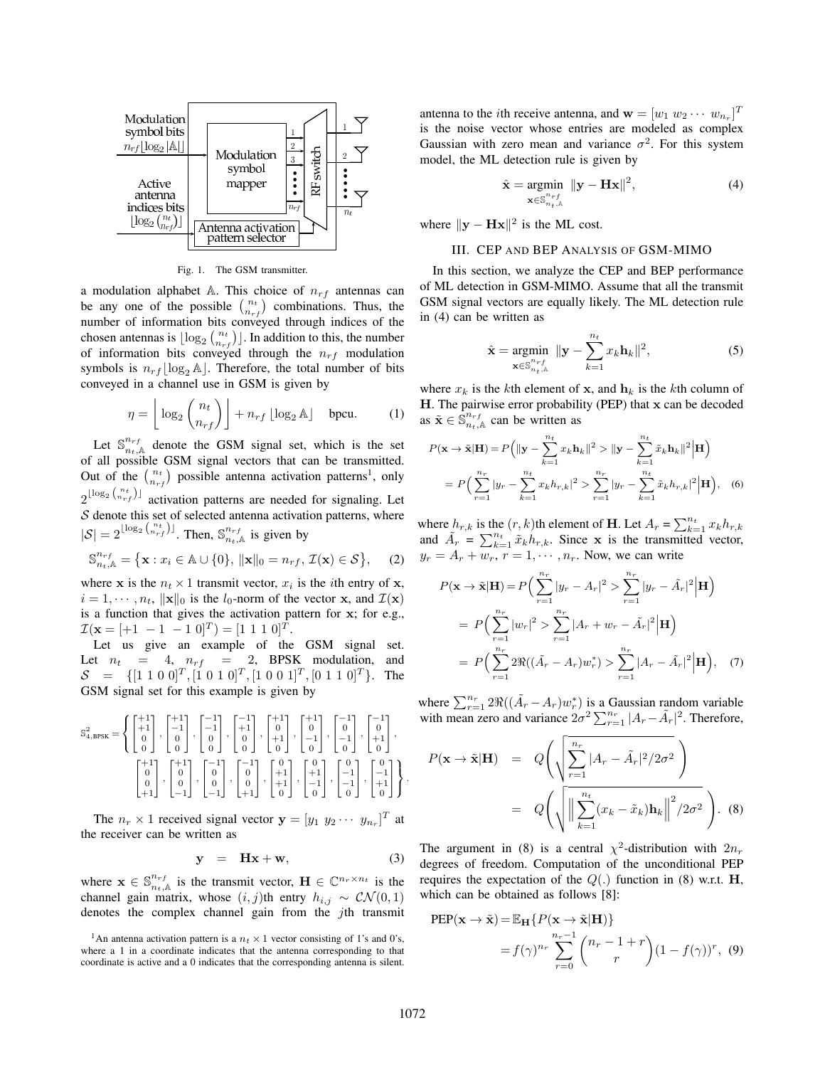Fig. 1. The GSM transmitter.

a modulation alphabet $\mathbb{A}$. This choice of $n_{rf}$ antennas can be any one of the possible $\binom{n_t}{n_{rf}}$ combinations. Thus, the number of information bits conveyed through indices of the chosen antennas is $\lfloor \log_2 \binom{n_t}{n_{rf}} \rfloor$. In addition to this, the number of information bits conveyed through the $n_{rf}$ modulation symbols is $n_{rf}\lfloor \log_2 \mathbb{A} \rfloor$. Therefore, the total number of bits conveyed in a channel use in GSM is given by

$$\eta = \left\lfloor \log_2 \binom{n_t}{n_{rf}} \right\rfloor + n_{rf} \lfloor \log_2 \mathbb{A} \rfloor \quad \text{bpcu.} \tag{1}$$

Let $\mathbb{S}^{n_{rf}}_{n_t,\mathbb{A}}$ denote the GSM signal set, which is the set of all possible GSM signal vectors that can be transmitted. Out of the $\binom{n_t}{n_{rf}}$ possible antenna activation patterns[1], only $2^{\lfloor \log_2 \binom{n_t}{n_{rf}} \rfloor}$ activation patterns are needed for signaling. Let $\mathcal{S}$ denote this set of selected antenna activation patterns, where $|\mathcal{S}| = 2^{\lfloor \log_2 \binom{n_t}{n_{rf}} \rfloor}$. Then, $\mathbb{S}^{n_{rf}}_{n_t,\mathbb{A}}$ is given by

$$\mathbb{S}^{n_{rf}}_{n_t,\mathbb{A}} = \left\{ \mathbf{x} : x_i \in \mathbb{A} \cup \{0\},\ \|\mathbf{x}\|_0 = n_{rf},\ \mathcal{I}(\mathbf{x}) \in \mathcal{S} \right\}, \tag{2}$$

where $\mathbf{x}$ is the $n_t \times 1$ transmit vector, $x_i$ is the $i$th entry of $\mathbf{x}$, $i = 1, \cdots, n_t$, $\|\mathbf{x}\|_0$ is the $l_0$-norm of the vector $\mathbf{x}$, and $\mathcal{I}(\mathbf{x})$ is a function that gives the activation pattern for $\mathbf{x}$; for e.g., $\mathcal{I}(\mathbf{x} = [+1\ -1\ -1\ 0]^T) = [1\ 1\ 1\ 0]^T$.

Let us give an example of the GSM signal set. Let $n_t = 4$, $n_{rf} = 2$, BPSK modulation, and $\mathcal{S} = \{[1\ 1\ 0\ 0]^T, [1\ 0\ 1\ 0]^T, [1\ 0\ 0\ 1]^T, [0\ 1\ 1\ 0]^T\}$. The GSM signal set for this example is given by

$$\mathbb{S}^2_{4,\text{BPSK}} = \left\{ \begin{bmatrix}+1\\+1\\0\\0\end{bmatrix}, \begin{bmatrix}+1\\-1\\0\\0\end{bmatrix}, \begin{bmatrix}-1\\-1\\0\\0\end{bmatrix}, \begin{bmatrix}-1\\+1\\0\\0\end{bmatrix}, \begin{bmatrix}+1\\0\\+1\\0\end{bmatrix}, \begin{bmatrix}+1\\0\\-1\\0\end{bmatrix}, \begin{bmatrix}-1\\0\\-1\\0\end{bmatrix}, \begin{bmatrix}-1\\0\\+1\\0\end{bmatrix}, \begin{bmatrix}+1\\0\\0\\+1\end{bmatrix}, \begin{bmatrix}+1\\0\\0\\-1\end{bmatrix}, \begin{bmatrix}-1\\0\\0\\-1\end{bmatrix}, \begin{bmatrix}-1\\0\\0\\+1\end{bmatrix}, \begin{bmatrix}0\\+1\\+1\\0\end{bmatrix}, \begin{bmatrix}0\\+1\\-1\\0\end{bmatrix}, \begin{bmatrix}0\\-1\\-1\\0\end{bmatrix}, \begin{bmatrix}0\\-1\\+1\\0\end{bmatrix} \right\}.$$

The $n_r \times 1$ received signal vector $\mathbf{y} = [y_1\ y_2 \cdots\ y_{n_r}]^T$ at the receiver can be written as

$$\mathbf{y} \quad = \quad \mathbf{H}\mathbf{x} + \mathbf{w}, \tag{3}$$

where $\mathbf{x} \in \mathbb{S}^{n_{rf}}_{n_t,\mathbb{A}}$ is the transmit vector, $\mathbf{H} \in \mathbb{C}^{n_r \times n_t}$ is the channel gain matrix, whose $(i,j)$th entry $h_{i,j} \sim \mathcal{CN}(0,1)$ denotes the complex channel gain from the $j$th transmit antenna to the $i$th receive antenna, and $\mathbf{w} = [w_1\ w_2 \cdots\ w_{n_r}]^T$ is the noise vector whose entries are modeled as complex Gaussian with zero mean and variance $\sigma^2$. For this system model, the ML detection rule is given by

$$\hat{\mathbf{x}} = \underset{\mathbf{x} \in \mathbb{S}^{n_{rf}}_{n_t,\mathbb{A}}}{\text{argmin}} \ \|\mathbf{y} - \mathbf{H}\mathbf{x}\|^2, \tag{4}$$

where $\|\mathbf{y} - \mathbf{H}\mathbf{x}\|^2$ is the ML cost.

## III. CEP and BEP Analysis of GSM-MIMO

In this section, we analyze the CEP and BEP performance of ML detection in GSM-MIMO. Assume that all the transmit GSM signal vectors are equally likely. The ML detection rule in (4) can be written as

$$\hat{\mathbf{x}} = \underset{\mathbf{x} \in \mathbb{S}^{n_{rf}}_{n_t,\mathbb{A}}}{\text{argmin}} \ \|\mathbf{y} - \sum_{k=1}^{n_t} x_k \mathbf{h}_k\|^2, \tag{5}$$

where $x_k$ is the $k$th element of $\mathbf{x}$, and $\mathbf{h}_k$ is the $k$th column of $\mathbf{H}$. The pairwise error probability (PEP) that $\mathbf{x}$ can be decoded as $\tilde{\mathbf{x}} \in \mathbb{S}^{n_{rf}}_{n_t,\mathbb{A}}$ can be written as

$$\begin{aligned} P(\mathbf{x} \to \tilde{\mathbf{x}}|\mathbf{H}) &= P\Big( \|\mathbf{y} - \sum_{k=1}^{n_t} x_k \mathbf{h}_k\|^2 > \|\mathbf{y} - \sum_{k=1}^{n_t} \tilde{x}_k \mathbf{h}_k\|^2 \Big| \mathbf{H} \Big) \\ &= P\Big( \sum_{r=1}^{n_r} |y_r - \sum_{k=1}^{n_t} x_k h_{r,k}|^2 > \sum_{r=1}^{n_r} |y_r - \sum_{k=1}^{n_t} \tilde{x}_k h_{r,k}|^2 \Big| \mathbf{H} \Big), \end{aligned} \tag{6}$$

where $h_{r,k}$ is the $(r,k)$th element of $\mathbf{H}$. Let $A_r = \sum_{k=1}^{n_t} x_k h_{r,k}$ and $\tilde{A}_r = \sum_{k=1}^{n_t} \tilde{x}_k h_{r,k}$. Since $\mathbf{x}$ is the transmitted vector, $y_r = A_r + w_r$, $r = 1, \cdots, n_r$. Now, we can write

$$\begin{aligned} P(\mathbf{x} \to \tilde{\mathbf{x}}|\mathbf{H}) &= P\Big( \sum_{r=1}^{n_r} |y_r - A_r|^2 > \sum_{r=1}^{n_r} |y_r - \tilde{A}_r|^2 \Big| \mathbf{H} \Big) \\ &= P\Big( \sum_{r=1}^{n_r} |w_r|^2 > \sum_{r=1}^{n_r} |A_r + w_r - \tilde{A}_r|^2 \Big| \mathbf{H} \Big) \\ &= P\Big( \sum_{r=1}^{n_r} 2\Re((\tilde{A}_r - A_r)w_r^*) > \sum_{r=1}^{n_r} |A_r - \tilde{A}_r|^2 \Big| \mathbf{H} \Big), \end{aligned} \tag{7}$$

where $\sum_{r=1}^{n_r} 2\Re((\tilde{A}_r - A_r)w_r^*)$ is a Gaussian random variable with mean zero and variance $2\sigma^2 \sum_{r=1}^{n_r} |A_r - \tilde{A}_r|^2$. Therefore,

$$\begin{aligned} P(\mathbf{x} \to \tilde{\mathbf{x}}|\mathbf{H}) &= Q\left( \sqrt{\sum_{r=1}^{n_r} |A_r - \tilde{A}_r|^2 / 2\sigma^2} \right) \\ &= Q\left( \sqrt{\Big\| \sum_{k=1}^{n_t} (x_k - \tilde{x}_k)\mathbf{h}_k \Big\|^2 / 2\sigma^2} \right). \end{aligned} \tag{8}$$

The argument in (8) is a central $\chi^2$-distribution with $2n_r$ degrees of freedom. Computation of the unconditional PEP requires the expectation of the $Q(.)$ function in (8) w.r.t. $\mathbf{H}$, which can be obtained as follows [8]:

$$\begin{aligned} \text{PEP}(\mathbf{x} \to \tilde{\mathbf{x}}) &= \mathbb{E}_{\mathbf{H}}\{P(\mathbf{x} \to \tilde{\mathbf{x}}|\mathbf{H})\} \\ &= f(\gamma)^{n_r} \sum_{r=0}^{n_r - 1} \binom{n_r - 1 + r}{r} (1 - f(\gamma))^r, \end{aligned} \tag{9}$$

[1]An antenna activation pattern is a $n_t \times 1$ vector consisting of 1's and 0's, where a 1 in a coordinate indicates that the antenna corresponding to that coordinate is active and a 0 indicates that the corresponding antenna is silent.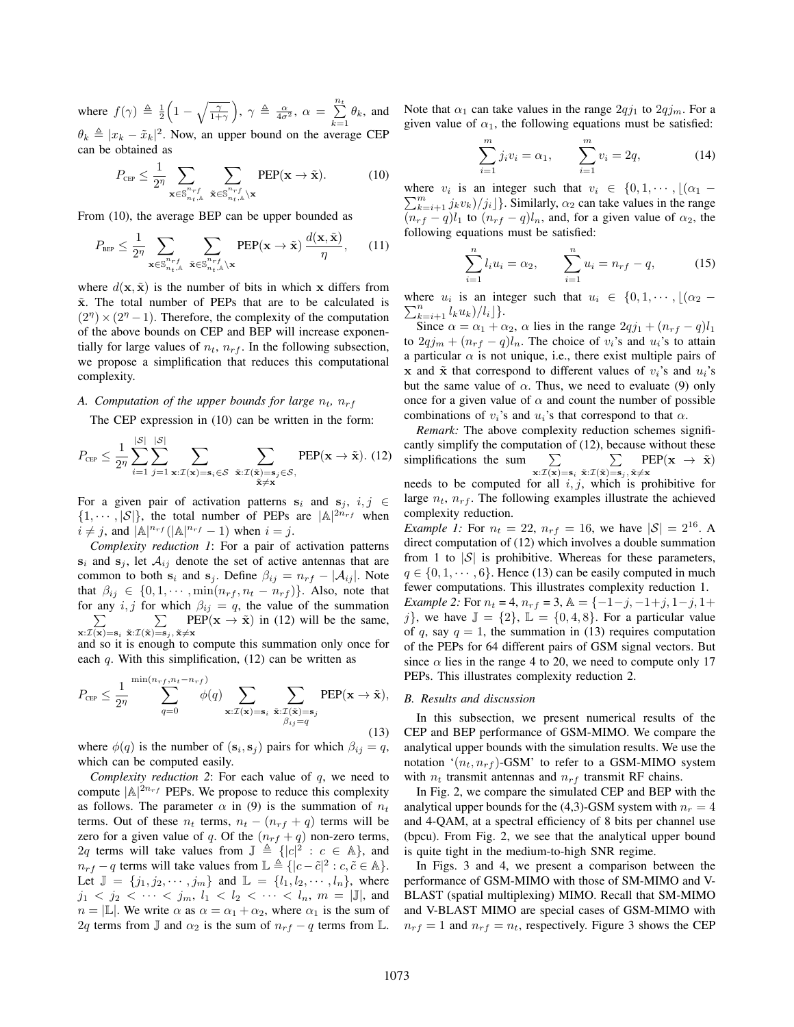where $f(\gamma) \triangleq \frac{1}{2}\Big(1 - \sqrt{\frac{\gamma}{1+\gamma}}\Big)$, $\gamma \triangleq \frac{\alpha}{4\sigma^2}$, $\alpha = \sum_{k=1}^{n_t} \theta_k$, and $\theta_k \triangleq |x_k - \tilde{x}_k|^2$. Now, an upper bound on the average CEP can be obtained as

$$P_{\text{CEP}} \leq \frac{1}{2^\eta} \sum_{\mathbf{x}\in\mathbb{S}^{n_{rf}}_{n_t,\mathbb{A}}} \sum_{\tilde{\mathbf{x}}\in\mathbb{S}^{n_{rf}}_{n_t,\mathbb{A}}\backslash\mathbf{x}} \text{PEP}(\mathbf{x}\rightarrow\tilde{\mathbf{x}}). \tag{10}$$

From (10), the average BEP can be upper bounded as

$$P_{\text{BEP}} \leq \frac{1}{2^\eta} \sum_{\mathbf{x}\in\mathbb{S}^{n_{rf}}_{n_t,\mathbb{A}}} \sum_{\tilde{\mathbf{x}}\in\mathbb{S}^{n_{rf}}_{n_t,\mathbb{A}}\backslash\mathbf{x}} \text{PEP}(\mathbf{x}\rightarrow\tilde{\mathbf{x}}) \frac{d(\mathbf{x},\tilde{\mathbf{x}})}{\eta}, \tag{11}$$

where $d(\mathbf{x},\tilde{\mathbf{x}})$ is the number of bits in which $\mathbf{x}$ differs from $\tilde{\mathbf{x}}$. The total number of PEPs that are to be calculated is $(2^\eta)\times(2^\eta-1)$. Therefore, the complexity of the computation of the above bounds on CEP and BEP will increase exponentially for large values of $n_t$, $n_{rf}$. In the following subsection, we propose a simplification that reduces this computational complexity.

### A. Computation of the upper bounds for large $n_t$, $n_{rf}$

The CEP expression in (10) can be written in the form:

$$P_{\text{CEP}} \leq \frac{1}{2^\eta} \sum_{i=1}^{|\mathcal{S}|}\sum_{j=1}^{|\mathcal{S}|} \sum_{\mathbf{x}:\mathcal{I}(\mathbf{x})=\mathbf{s}_i\in\mathcal{S}} \sum_{\substack{\tilde{\mathbf{x}}:\mathcal{I}(\tilde{\mathbf{x}})=\mathbf{s}_j\in\mathcal{S},\\ \tilde{\mathbf{x}}\neq\mathbf{x}}} \text{PEP}(\mathbf{x}\rightarrow\tilde{\mathbf{x}}). \tag{12}$$

For a given pair of activation patterns $\mathbf{s}_i$ and $\mathbf{s}_j$, $i,j \in \{1,\cdots,|\mathcal{S}|\}$, the total number of PEPs are $|\mathbb{A}|^{2n_{rf}}$ when $i\neq j$, and $|\mathbb{A}|^{n_{rf}}(|\mathbb{A}|^{n_{rf}}-1)$ when $i=j$.

*Complexity reduction 1*: For a pair of activation patterns $\mathbf{s}_i$ and $\mathbf{s}_j$, let $\mathcal{A}_{ij}$ denote the set of active antennas that are common to both $\mathbf{s}_i$ and $\mathbf{s}_j$. Define $\beta_{ij} = n_{rf} - |\mathcal{A}_{ij}|$. Note that $\beta_{ij} \in \{0,1,\cdots,\min(n_{rf}, n_t-n_{rf})\}$. Also, note that for any $i,j$ for which $\beta_{ij}=q$, the value of the summation $\sum_{\mathbf{x}:\mathcal{I}(\mathbf{x})=\mathbf{s}_i} \sum_{\tilde{\mathbf{x}}:\mathcal{I}(\tilde{\mathbf{x}})=\mathbf{s}_j,\tilde{\mathbf{x}}\neq\mathbf{x}} \text{PEP}(\mathbf{x}\rightarrow\tilde{\mathbf{x}})$ in (12) will be the same, and so it is enough to compute this summation only once for each $q$. With this simplification, (12) can be written as

$$P_{\text{CEP}} \leq \frac{1}{2^\eta} \sum_{q=0}^{\min(n_{rf},n_t-n_{rf})} \phi(q) \sum_{\mathbf{x}:\mathcal{I}(\mathbf{x})=\mathbf{s}_i} \sum_{\substack{\tilde{\mathbf{x}}:\mathcal{I}(\tilde{\mathbf{x}})=\mathbf{s}_j\\ \beta_{ij}=q}} \text{PEP}(\mathbf{x}\rightarrow\tilde{\mathbf{x}}), \tag{13}$$

where $\phi(q)$ is the number of $(\mathbf{s}_i,\mathbf{s}_j)$ pairs for which $\beta_{ij}=q$, which can be computed easily.

*Complexity reduction 2*: For each value of $q$, we need to compute $|\mathbb{A}|^{2n_{rf}}$ PEPs. We propose to reduce this complexity as follows. The parameter $\alpha$ in (9) is the summation of $n_t$ terms. Out of these $n_t$ terms, $n_t-(n_{rf}+q)$ terms will be zero for a given value of $q$. Of the $(n_{rf}+q)$ non-zero terms, $2q$ terms will take values from $\mathbb{J} \triangleq \{|c|^2 : c\in\mathbb{A}\}$, and $n_{rf}-q$ terms will take values from $\mathbb{L} \triangleq \{|c-\tilde{c}|^2 : c,\tilde{c}\in\mathbb{A}\}$. Let $\mathbb{J} = \{j_1,j_2,\cdots,j_m\}$ and $\mathbb{L} = \{l_1,l_2,\cdots,l_n\}$, where $j_1<j_2<\cdots<j_m$, $l_1<l_2<\cdots<l_n$, $m=|\mathbb{J}|$, and $n=|\mathbb{L}|$. We write $\alpha$ as $\alpha=\alpha_1+\alpha_2$, where $\alpha_1$ is the sum of $2q$ terms from $\mathbb{J}$ and $\alpha_2$ is the sum of $n_{rf}-q$ terms from $\mathbb{L}$.

Note that $\alpha_1$ can take values in the range $2qj_1$ to $2qj_m$. For a given value of $\alpha_1$, the following equations must be satisfied:

$$\sum_{i=1}^{m} j_i v_i = \alpha_1, \qquad \sum_{i=1}^{m} v_i = 2q, \tag{14}$$

where $v_i$ is an integer such that $v_i \in \{0,1,\cdots,\lfloor(\alpha_1 - \sum_{k=i+1}^{m} j_k v_k)/j_i\rfloor\}$. Similarly, $\alpha_2$ can take values in the range $(n_{rf}-q)l_1$ to $(n_{rf}-q)l_n$, and, for a given value of $\alpha_2$, the following equations must be satisfied:

$$\sum_{i=1}^{n} l_i u_i = \alpha_2, \qquad \sum_{i=1}^{n} u_i = n_{rf}-q, \tag{15}$$

where $u_i$ is an integer such that $u_i \in \{0,1,\cdots,\lfloor(\alpha_2 - \sum_{k=i+1}^{n} l_k u_k)/l_i\rfloor\}$.

Since $\alpha=\alpha_1+\alpha_2$, $\alpha$ lies in the range $2qj_1+(n_{rf}-q)l_1$ to $2qj_m+(n_{rf}-q)l_n$. The choice of $v_i$'s and $u_i$'s to attain a particular $\alpha$ is not unique, i.e., there exist multiple pairs of $\mathbf{x}$ and $\tilde{\mathbf{x}}$ that correspond to different values of $v_i$'s and $u_i$'s but the same value of $\alpha$. Thus, we need to evaluate (9) only once for a given value of $\alpha$ and count the number of possible combinations of $v_i$'s and $u_i$'s that correspond to that $\alpha$.

*Remark:* The above complexity reduction schemes significantly simplify the computation of (12), because without these simplifications the sum $\sum_{\mathbf{x}:\mathcal{I}(\mathbf{x})=\mathbf{s}_i} \sum_{\tilde{\mathbf{x}}:\mathcal{I}(\tilde{\mathbf{x}})=\mathbf{s}_j,\tilde{\mathbf{x}}\neq\mathbf{x}} \text{PEP}(\mathbf{x}\rightarrow\tilde{\mathbf{x}})$ needs to be computed for all $i,j$, which is prohibitive for large $n_t$, $n_{rf}$. The following examples illustrate the achieved complexity reduction.

*Example 1:* For $n_t=22$, $n_{rf}=16$, we have $|\mathcal{S}|=2^{16}$. A direct computation of (12) which involves a double summation from 1 to $|\mathcal{S}|$ is prohibitive. Whereas for these parameters, $q\in\{0,1,\cdots,6\}$. Hence (13) can be easily computed in much fewer computations. This illustrates complexity reduction 1.

*Example 2:* For $n_t=4$, $n_{rf}=3$, $\mathbb{A}=\{-1-j,-1+j,1-j,1+j\}$, we have $\mathbb{J}=\{2\}$, $\mathbb{L}=\{0,4,8\}$. For a particular value of $q$, say $q=1$, the summation in (13) requires computation of the PEPs for 64 different pairs of GSM signal vectors. But since $\alpha$ lies in the range 4 to 20, we need to compute only 17 PEPs. This illustrates complexity reduction 2.

### B. Results and discussion

In this subsection, we present numerical results of the CEP and BEP performance of GSM-MIMO. We compare the analytical upper bounds with the simulation results. We use the notation '$(n_t,n_{rf})$-GSM' to refer to a GSM-MIMO system with $n_t$ transmit antennas and $n_{rf}$ transmit RF chains.

In Fig. 2, we compare the simulated CEP and BEP with the analytical upper bounds for the (4,3)-GSM system with $n_r=4$ and 4-QAM, at a spectral efficiency of 8 bits per channel use (bpcu). From Fig. 2, we see that the analytical upper bound is quite tight in the medium-to-high SNR regime.

In Figs. 3 and 4, we present a comparison between the performance of GSM-MIMO with those of SM-MIMO and V-BLAST (spatial multiplexing) MIMO. Recall that SM-MIMO and V-BLAST MIMO are special cases of GSM-MIMO with $n_{rf}=1$ and $n_{rf}=n_t$, respectively. Figure 3 shows the CEP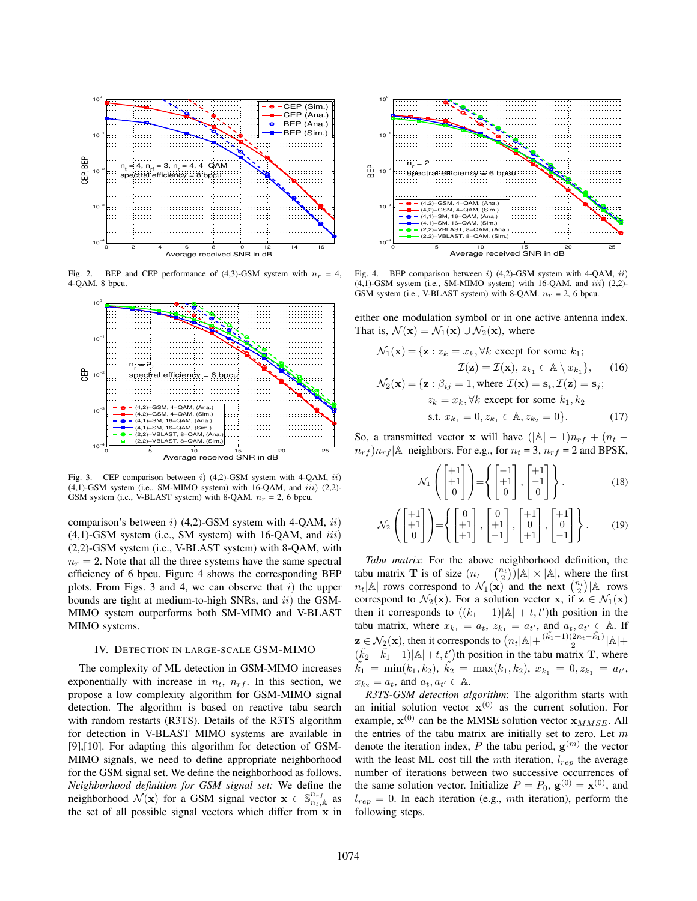Fig. 2. BEP and CEP performance of (4,3)-GSM system with $n_r = 4$, 4-QAM, 8 bpcu.

Fig. 3. CEP comparison between $i)$ (4,2)-GSM system with 4-QAM, $ii)$ (4,1)-GSM system (i.e., SM-MIMO system) with 16-QAM, and $iii)$ (2,2)-GSM system (i.e., V-BLAST system) with 8-QAM. $n_r = 2$, 6 bpcu.

comparison's between $i)$ (4,2)-GSM system with 4-QAM, $ii)$ (4,1)-GSM system (i.e., SM system) with 16-QAM, and $iii)$ (2,2)-GSM system (i.e., V-BLAST system) with 8-QAM, with $n_r = 2$. Note that all the three systems have the same spectral efficiency of 6 bpcu. Figure 4 shows the corresponding BEP plots. From Figs. 3 and 4, we can observe that $i)$ the upper bounds are tight at medium-to-high SNRs, and $ii)$ the GSM-MIMO system outperforms both SM-MIMO and V-BLAST MIMO systems.

## IV. Detection in Large-Scale GSM-MIMO

The complexity of ML detection in GSM-MIMO increases exponentially with increase in $n_t$, $n_{rf}$. In this section, we propose a low complexity algorithm for GSM-MIMO signal detection. The algorithm is based on reactive tabu search with random restarts (R3TS). Details of the R3TS algorithm for detection in V-BLAST MIMO systems are available in [9],[10]. For adapting this algorithm for detection of GSM-MIMO signals, we need to define appropriate neighborhood for the GSM signal set. We define the neighborhood as follows.

*Neighborhood definition for GSM signal set:* We define the neighborhood $\mathcal{N}(\mathbf{x})$ for a GSM signal vector $\mathbf{x} \in \mathbb{S}^{n_{rf}}_{n_t,\mathbb{A}}$ as the set of all possible signal vectors which differ from $\mathbf{x}$ in

Fig. 4. BEP comparison between $i)$ (4,2)-GSM system with 4-QAM, $ii)$ (4,1)-GSM system (i.e., SM-MIMO system) with 16-QAM, and $iii)$ (2,2)-GSM system (i.e., V-BLAST system) with 8-QAM. $n_r = 2$, 6 bpcu.

either one modulation symbol or in one active antenna index. That is, $\mathcal{N}(\mathbf{x}) = \mathcal{N}_1(\mathbf{x}) \cup \mathcal{N}_2(\mathbf{x})$, where

$$\mathcal{N}_1(\mathbf{x}) = \{\mathbf{z} : z_k = x_k, \forall k \text{ except for some } k_1; \quad \mathcal{I}(\mathbf{z}) = \mathcal{I}(\mathbf{x}),\, z_{k_1} \in \mathbb{A} \setminus x_{k_1}\}, \tag{16}$$

$$\mathcal{N}_2(\mathbf{x}) = \{\mathbf{z} : \beta_{ij} = 1, \text{where } \mathcal{I}(\mathbf{x}) = \mathbf{s}_i, \mathcal{I}(\mathbf{z}) = \mathbf{s}_j; \quad z_k = x_k, \forall k \text{ except for some } k_1, k_2 \quad \text{s.t. } x_{k_1} = 0, z_{k_1} \in \mathbb{A}, z_{k_2} = 0\}. \tag{17}$$

So, a transmitted vector $\mathbf{x}$ will have $(|\mathbb{A}| - 1)n_{rf} + (n_t - n_{rf})n_{rf}|\mathbb{A}|$ neighbors. For e.g., for $n_t = 3$, $n_{rf} = 2$ and BPSK,

$$\mathcal{N}_1\left(\begin{bmatrix}+1\\+1\\0\end{bmatrix}\right) = \left\{\begin{bmatrix}-1\\+1\\0\end{bmatrix}, \begin{bmatrix}+1\\-1\\0\end{bmatrix}\right\}. \tag{18}$$

$$\mathcal{N}_2\left(\begin{bmatrix}+1\\+1\\0\end{bmatrix}\right) = \left\{\begin{bmatrix}0\\+1\\+1\end{bmatrix}, \begin{bmatrix}0\\+1\\-1\end{bmatrix}, \begin{bmatrix}+1\\0\\+1\end{bmatrix}, \begin{bmatrix}+1\\0\\-1\end{bmatrix}\right\}. \tag{19}$$

*Tabu matrix*: For the above neighborhood definition, the tabu matrix $\mathbf{T}$ is of size $(n_t + \binom{n_t}{2})|\mathbb{A}| \times |\mathbb{A}|$, where the first $n_t|\mathbb{A}|$ rows correspond to $\mathcal{N}_1(\mathbf{x})$ and the next $\binom{n_t}{2}|\mathbb{A}|$ rows correspond to $\mathcal{N}_2(\mathbf{x})$. For a solution vector $\mathbf{x}$, if $\mathbf{z} \in \mathcal{N}_1(\mathbf{x})$ then it corresponds to $((k_1 - 1)|\mathbb{A}| + t, t')$th position in the tabu matrix, where $x_{k_1} = a_t$, $z_{k_1} = a_{t'}$, and $a_t, a_{t'} \in \mathbb{A}$. If $\mathbf{z} \in \mathcal{N}_2(\mathbf{x})$, then it corresponds to $\left(n_t|\mathbb{A}| + \frac{(\tilde{k}_1-1)(2n_t-\tilde{k}_1)}{2}|\mathbb{A}| + (\tilde{k}_2 - \tilde{k}_1 - 1)|\mathbb{A}| + t, t'\right)$th position in the tabu matrix $\mathbf{T}$, where $\tilde{k}_1 = \min(k_1, k_2)$, $\tilde{k}_2 = \max(k_1, k_2)$, $x_{k_1} = 0, z_{k_1} = a_{t'}$, $x_{k_2} = a_t$, and $a_t, a_{t'} \in \mathbb{A}$.

*R3TS-GSM detection algorithm*: The algorithm starts with an initial solution vector $\mathbf{x}^{(0)}$ as the current solution. For example, $\mathbf{x}^{(0)}$ can be the MMSE solution vector $\mathbf{x}_{MMSE}$. All the entries of the tabu matrix are initially set to zero. Let $m$ denote the iteration index, $P$ the tabu period, $\mathbf{g}^{(m)}$ the vector with the least ML cost till the $m$th iteration, $l_{rep}$ the average number of iterations between two successive occurrences of the same solution vector. Initialize $P = P_0$, $\mathbf{g}^{(0)} = \mathbf{x}^{(0)}$, and $l_{rep} = 0$. In each iteration (e.g., $m$th iteration), perform the following steps.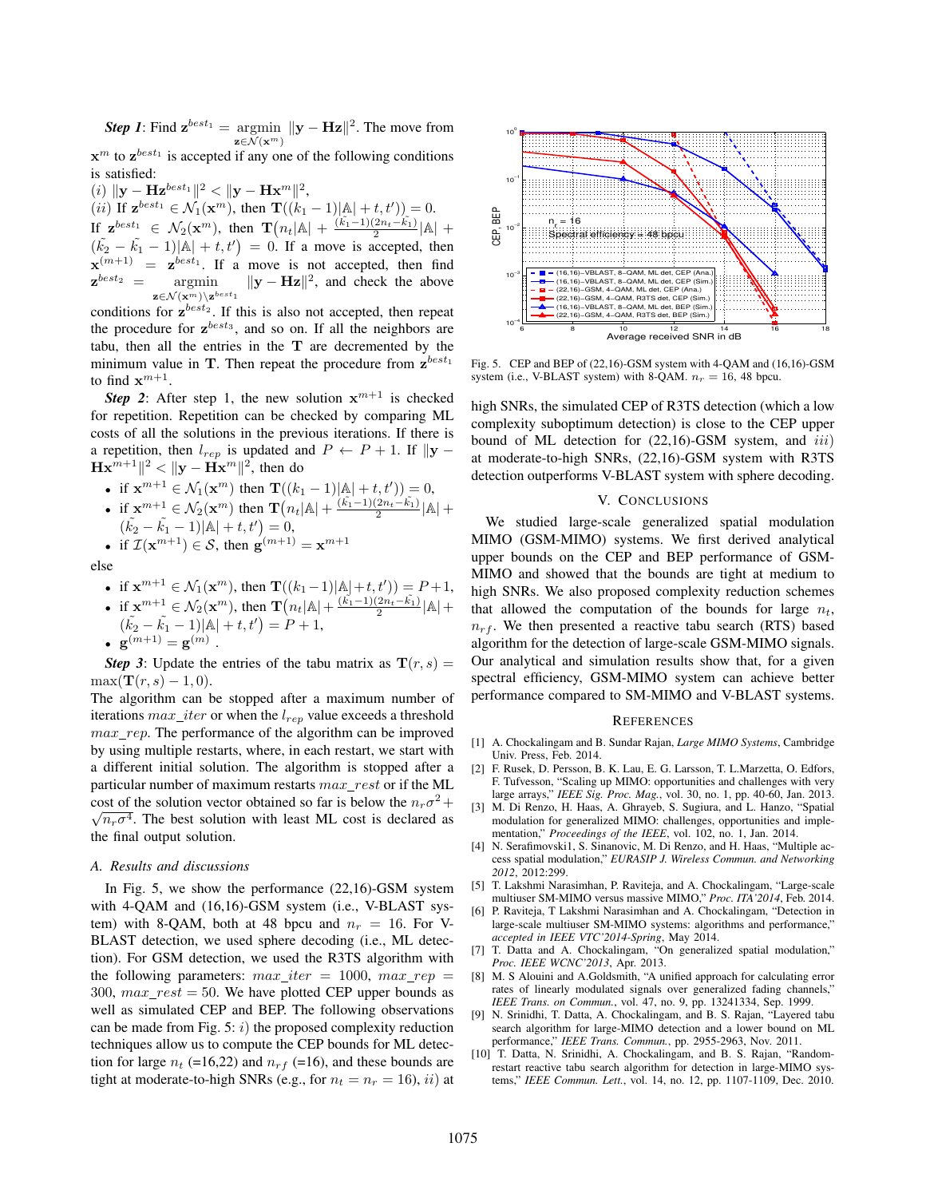***Step 1***: Find $\mathbf{z}^{best_1} = \underset{\mathbf{z}\in\mathcal{N}(\mathbf{x}^m)}{\text{argmin}} \|\mathbf{y}-\mathbf{H}\mathbf{z}\|^2$. The move from $\mathbf{x}^m$ to $\mathbf{z}^{best_1}$ is accepted if any one of the following conditions is satisfied:

$(i)$ $\|\mathbf{y}-\mathbf{H}\mathbf{z}^{best_1}\|^2 < \|\mathbf{y}-\mathbf{H}\mathbf{x}^m\|^2$,

$(ii)$ If $\mathbf{z}^{best_1} \in \mathcal{N}_1(\mathbf{x}^m)$, then $\mathbf{T}\big((k_1-1)|\mathbb{A}|+t,t'\big)\big)=0$. If $\mathbf{z}^{best_1} \in \mathcal{N}_2(\mathbf{x}^m)$, then $\mathbf{T}\big(n_t|\mathbb{A}|+\frac{(\tilde{k_1}-1)(2n_t-\tilde{k_1})}{2}|\mathbb{A}|+(\tilde{k_2}-\tilde{k_1}-1)|\mathbb{A}|+t,t'\big)=0$. If a move is accepted, then $\mathbf{x}^{(m+1)} = \mathbf{z}^{best_1}$. If a move is not accepted, then find $\mathbf{z}^{best_2} = \underset{\mathbf{z}\in\mathcal{N}(\mathbf{x}^m)\backslash\mathbf{z}^{best_1}}{\text{argmin}} \|\mathbf{y}-\mathbf{H}\mathbf{z}\|^2$, and check the above conditions for $\mathbf{z}^{best_2}$. If this is also not accepted, then repeat the procedure for $\mathbf{z}^{best_3}$, and so on. If all the neighbors are tabu, then all the entries in the $\mathbf{T}$ are decremented by the minimum value in $\mathbf{T}$. Then repeat the procedure from $\mathbf{z}^{best_1}$ to find $\mathbf{x}^{m+1}$.

***Step 2***: After step 1, the new solution $\mathbf{x}^{m+1}$ is checked for repetition. Repetition can be checked by comparing ML costs of all the solutions in the previous iterations. If there is a repetition, then $l_{rep}$ is updated and $P \leftarrow P+1$. If $\|\mathbf{y}-\mathbf{H}\mathbf{x}^{m+1}\|^2 < \|\mathbf{y}-\mathbf{H}\mathbf{x}^m\|^2$, then do

- if $\mathbf{x}^{m+1} \in \mathcal{N}_1(\mathbf{x}^m)$ then $\mathbf{T}\big((k_1-1)|\mathbb{A}|+t,t'\big)\big)=0$,
- if $\mathbf{x}^{m+1} \in \mathcal{N}_2(\mathbf{x}^m)$ then $\mathbf{T}\big(n_t|\mathbb{A}|+\frac{(\tilde{k_1}-1)(2n_t-\tilde{k_1})}{2}|\mathbb{A}|+(\tilde{k_2}-\tilde{k_1}-1)|\mathbb{A}|+t,t'\big)=0$,
- if $\mathcal{I}(\mathbf{x}^{m+1}) \in \mathcal{S}$, then $\mathbf{g}^{(m+1)} = \mathbf{x}^{m+1}$

else

- if $\mathbf{x}^{m+1} \in \mathcal{N}_1(\mathbf{x}^m)$, then $\mathbf{T}\big((k_1-1)|\mathbb{A}|+t,t'\big)\big)=P+1$,
- if $\mathbf{x}^{m+1} \in \mathcal{N}_2(\mathbf{x}^m)$, then $\mathbf{T}\big(n_t|\mathbb{A}|+\frac{(\tilde{k_1}-1)(2n_t-\tilde{k_1})}{2}|\mathbb{A}|+(\tilde{k_2}-\tilde{k_1}-1)|\mathbb{A}|+t,t'\big)=P+1$,
- $\mathbf{g}^{(m+1)} = \mathbf{g}^{(m)}$.

***Step 3***: Update the entries of the tabu matrix as $\mathbf{T}(r,s) = \max(\mathbf{T}(r,s)-1,0)$.

The algorithm can be stopped after a maximum number of iterations $max\_iter$ or when the $l_{rep}$ value exceeds a threshold $max\_rep$. The performance of the algorithm can be improved by using multiple restarts, where, in each restart, we start with a different initial solution. The algorithm is stopped after a particular number of maximum restarts $max\_rest$ or if the ML cost of the solution vector obtained so far is below the $n_r\sigma^2+\sqrt{n_r\sigma^4}$. The best solution with least ML cost is declared as the final output solution.

### *A. Results and discussions*

In Fig. 5, we show the performance (22,16)-GSM system with 4-QAM and (16,16)-GSM system (i.e., V-BLAST system) with 8-QAM, both at 48 bpcu and $n_r = 16$. For V-BLAST detection, we used sphere decoding (i.e., ML detection). For GSM detection, we used the R3TS algorithm with the following parameters: $max\_iter = 1000$, $max\_rep = 300$, $max\_rest = 50$. We have plotted CEP upper bounds as well as simulated CEP and BEP. The following observations can be made from Fig. 5: $i)$ the proposed complexity reduction techniques allow us to compute the CEP bounds for ML detection for large $n_t$ (=16,22) and $n_{rf}$ (=16), and these bounds are tight at moderate-to-high SNRs (e.g., for $n_t = n_r = 16$), $ii)$ at high SNRs, the simulated CEP of R3TS detection (which a low complexity suboptimum detection) is close to the CEP upper bound of ML detection for (22,16)-GSM system, and $iii)$ at moderate-to-high SNRs, (22,16)-GSM system with R3TS detection outperforms V-BLAST system with sphere decoding.

CEP, BEP
Average received SNR in dB
$n_r$ = 16
Spectral efficiency = 48 bpcu
(16,16)–VBLAST, 8–QAM, ML det, CEP (Ana.)
(16,16)–VBLAST, 8–QAM, ML det, CEP (Sim.)
(22,16)–GSM, 4–QAM, ML det, CEP (Ana.)
(22,16)–GSM, 4–QAM, R3TS det, CEP (Sim.)
(16,16)–VBLAST, 8–QAM, ML det, BEP (Sim.)
(22,16)–GSM, 4–QAM, R3TS det, BEP (Sim.)

Fig. 5. CEP and BEP of (22,16)-GSM system with 4-QAM and (16,16)-GSM system (i.e., V-BLAST system) with 8-QAM. $n_r = 16$, 48 bpcu.

## V. Conclusions

We studied large-scale generalized spatial modulation MIMO (GSM-MIMO) systems. We first derived analytical upper bounds on the CEP and BEP performance of GSM-MIMO and showed that the bounds are tight at medium to high SNRs. We also proposed complexity reduction schemes that allowed the computation of the bounds for large $n_t$, $n_{rf}$. We then presented a reactive tabu search (RTS) based algorithm for the detection of large-scale GSM-MIMO signals. Our analytical and simulation results show that, for a given spectral efficiency, GSM-MIMO system can achieve better performance compared to SM-MIMO and V-BLAST systems.

## References

[1] A. Chockalingam and B. Sundar Rajan, *Large MIMO Systems*, Cambridge Univ. Press, Feb. 2014.

[2] F. Rusek, D. Persson, B. K. Lau, E. G. Larsson, T. L.Marzetta, O. Edfors, F. Tufvesson, "Scaling up MIMO: opportunities and challenges with very large arrays," *IEEE Sig. Proc. Mag.*, vol. 30, no. 1, pp. 40-60, Jan. 2013.

[3] M. Di Renzo, H. Haas, A. Ghrayeb, S. Sugiura, and L. Hanzo, "Spatial modulation for generalized MIMO: challenges, opportunities and implementation," *Proceedings of the IEEE*, vol. 102, no. 1, Jan. 2014.

[4] N. Serafimovski1, S. Sinanovic, M. Di Renzo, and H. Haas, "Multiple access spatial modulation," *EURASIP J. Wireless Commun. and Networking 2012*, 2012:299.

[5] T. Lakshmi Narasimhan, P. Raviteja, and A. Chockalingam, "Large-scale multiuser SM-MIMO versus massive MIMO," *Proc. ITA'2014*, Feb. 2014.

[6] P. Raviteja, T Lakshmi Narasimhan and A. Chockalingam, "Detection in large-scale multiuser SM-MIMO systems: algorithms and performance," *accepted in IEEE VTC'2014-Spring*, May 2014.

[7] T. Datta and A. Chockalingam, "On generalized spatial modulation," *Proc. IEEE WCNC'2013*, Apr. 2013.

[8] M. S Alouini and A.Goldsmith, "A unified approach for calculating error rates of linearly modulated signals over generalized fading channels," *IEEE Trans. on Commun.*, vol. 47, no. 9, pp. 13241334, Sep. 1999.

[9] N. Srinidhi, T. Datta, A. Chockalingam, and B. S. Rajan, "Layered tabu search algorithm for large-MIMO detection and a lower bound on ML performance," *IEEE Trans. Commun.*, pp. 2955-2963, Nov. 2011.

[10] T. Datta, N. Srinidhi, A. Chockalingam, and B. S. Rajan, "Random-restart reactive tabu search algorithm for detection in large-MIMO systems," *IEEE Commun. Lett.*, vol. 14, no. 12, pp. 1107-1109, Dec. 2010.